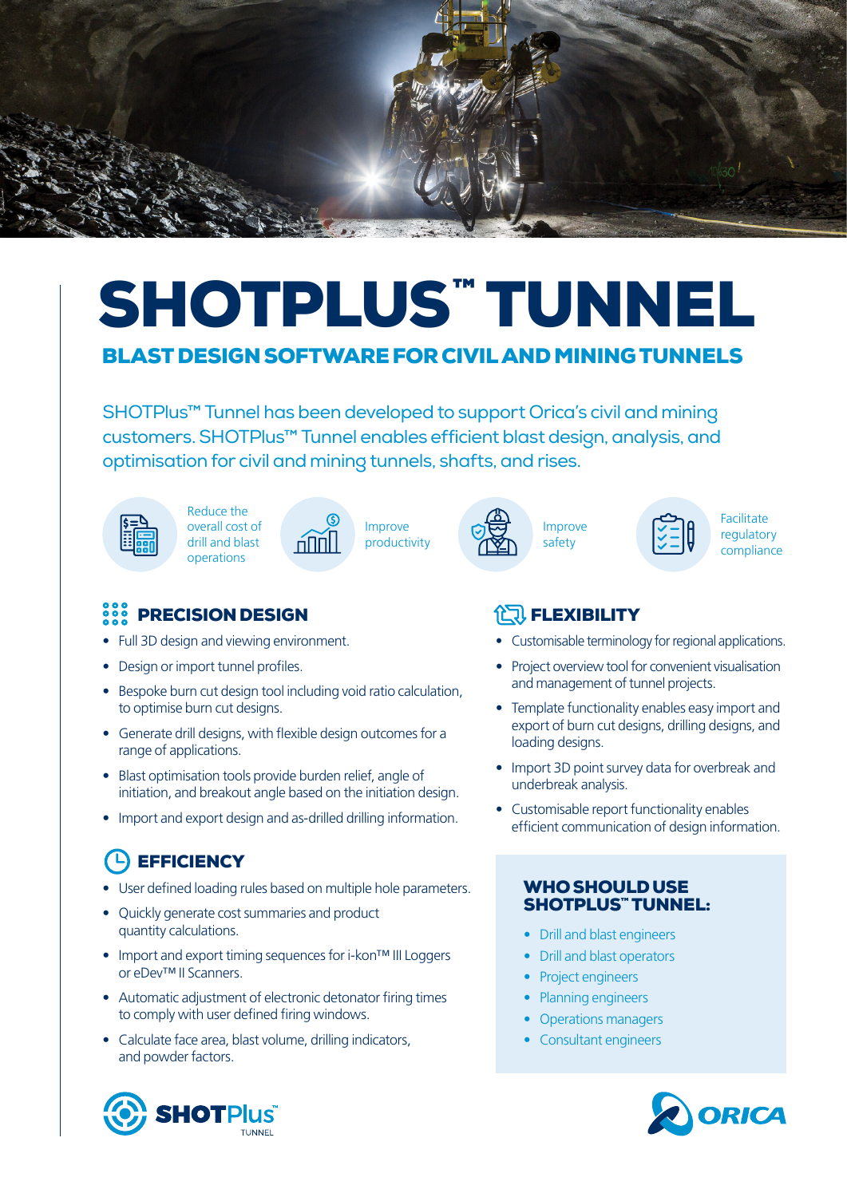# SHOTPLUS™ TUNNEL

## BLAST DESIGN SOFTWARE FOR CIVIL AND MINING TUNNELS

SHOTPlus™ Tunnel has been developed to support Orica's civil and mining customers. SHOTPlus™ Tunnel enables efficient blast design, analysis, and optimisation for civil and mining tunnels, shafts, and rises.

- Reduce the overall cost of drill and blast operations
- Improve productivity
- Improve safety
- Facilitate regulatory compliance

### PRECISION DESIGN

- Full 3D design and viewing environment.
- Design or import tunnel profiles.
- Bespoke burn cut design tool including void ratio calculation, to optimise burn cut designs.
- Generate drill designs, with flexible design outcomes for a range of applications.
- Blast optimisation tools provide burden relief, angle of initiation, and breakout angle based on the initiation design.
- Import and export design and as-drilled drilling information.

### EFFICIENCY

- User defined loading rules based on multiple hole parameters.
- Quickly generate cost summaries and product quantity calculations.
- Import and export timing sequences for i-kon™ III Loggers or eDev™ II Scanners.
- Automatic adjustment of electronic detonator firing times to comply with user defined firing windows.
- Calculate face area, blast volume, drilling indicators, and powder factors.

### FLEXIBILITY

- Customisable terminology for regional applications.
- Project overview tool for convenient visualisation and management of tunnel projects.
- Template functionality enables easy import and export of burn cut designs, drilling designs, and loading designs.
- Import 3D point survey data for overbreak and underbreak analysis.
- Customisable report functionality enables efficient communication of design information.

### WHO SHOULD USE SHOTPLUS™ TUNNEL:

- Drill and blast engineers
- Drill and blast operators
- Project engineers
- Planning engineers
- Operations managers
- Consultant engineers

SHOTPlus™ TUNNEL

ORICA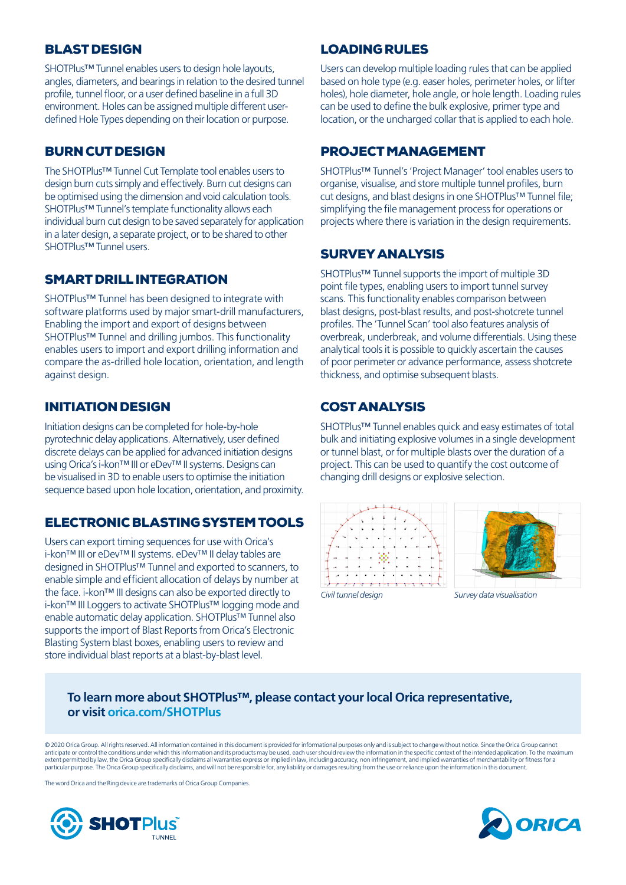## BLAST DESIGN

SHOTPlus™ Tunnel enables users to design hole layouts, angles, diameters, and bearings in relation to the desired tunnel profile, tunnel floor, or a user defined baseline in a full 3D environment. Holes can be assigned multiple different user-defined Hole Types depending on their location or purpose.

## BURN CUT DESIGN

The SHOTPlus™ Tunnel Cut Template tool enables users to design burn cuts simply and effectively. Burn cut designs can be optimised using the dimension and void calculation tools. SHOTPlus™ Tunnel's template functionality allows each individual burn cut design to be saved separately for application in a later design, a separate project, or to be shared to other SHOTPlus™ Tunnel users.

## SMART DRILL INTEGRATION

SHOTPlus™ Tunnel has been designed to integrate with software platforms used by major smart-drill manufacturers, Enabling the import and export of designs between SHOTPlus™ Tunnel and drilling jumbos. This functionality enables users to import and export drilling information and compare the as-drilled hole location, orientation, and length against design.

## INITIATION DESIGN

Initiation designs can be completed for hole-by-hole pyrotechnic delay applications. Alternatively, user defined discrete delays can be applied for advanced initiation designs using Orica's i-kon™ III or eDev™ II systems. Designs can be visualised in 3D to enable users to optimise the initiation sequence based upon hole location, orientation, and proximity.

## ELECTRONIC BLASTING SYSTEM TOOLS

Users can export timing sequences for use with Orica's i-kon™ III or eDev™ II systems. eDev™ II delay tables are designed in SHOTPlus™ Tunnel and exported to scanners, to enable simple and efficient allocation of delays by number at the face. i-kon™ III designs can also be exported directly to i-kon™ III Loggers to activate SHOTPlus™ logging mode and enable automatic delay application. SHOTPlus™ Tunnel also supports the import of Blast Reports from Orica's Electronic Blasting System blast boxes, enabling users to review and store individual blast reports at a blast-by-blast level.

## LOADING RULES

Users can develop multiple loading rules that can be applied based on hole type (e.g. easer holes, perimeter holes, or lifter holes), hole diameter, hole angle, or hole length. Loading rules can be used to define the bulk explosive, primer type and location, or the uncharged collar that is applied to each hole.

## PROJECT MANAGEMENT

SHOTPlus™ Tunnel's 'Project Manager' tool enables users to organise, visualise, and store multiple tunnel profiles, burn cut designs, and blast designs in one SHOTPlus™ Tunnel file; simplifying the file management process for operations or projects where there is variation in the design requirements.

## SURVEY ANALYSIS

SHOTPlus™ Tunnel supports the import of multiple 3D point file types, enabling users to import tunnel survey scans. This functionality enables comparison between blast designs, post-blast results, and post-shotcrete tunnel profiles. The 'Tunnel Scan' tool also features analysis of overbreak, underbreak, and volume differentials. Using these analytical tools it is possible to quickly ascertain the causes of poor perimeter or advance performance, assess shotcrete thickness, and optimise subsequent blasts.

## COST ANALYSIS

SHOTPlus™ Tunnel enables quick and easy estimates of total bulk and initiating explosive volumes in a single development or tunnel blast, or for multiple blasts over the duration of a project. This can be used to quantify the cost outcome of changing drill designs or explosive selection.

*Civil tunnel design*

*Survey data visualisation*

**To learn more about SHOTPlus™, please contact your local Orica representative, or visit orica.com/SHOTPlus**

© 2020 Orica Group. All rights reserved. All information contained in this document is provided for informational purposes only and is subject to change without notice. Since the Orica Group cannot anticipate or control the conditions under which this information and its products may be used, each user should review the information in the specific context of the intended application. To the maximum extent permitted by law, the Orica Group specifically disclaims all warranties express or implied in law, including accuracy, non infringement, and implied warranties of merchantability or fitness for a particular purpose. The Orica Group specifically disclaims, and will not be responsible for, any liability or damages resulting from the use or reliance upon the information in this document.

The word Orica and the Ring device are trademarks of Orica Group Companies.

SHOTPlus™ TUNNEL

ORICA